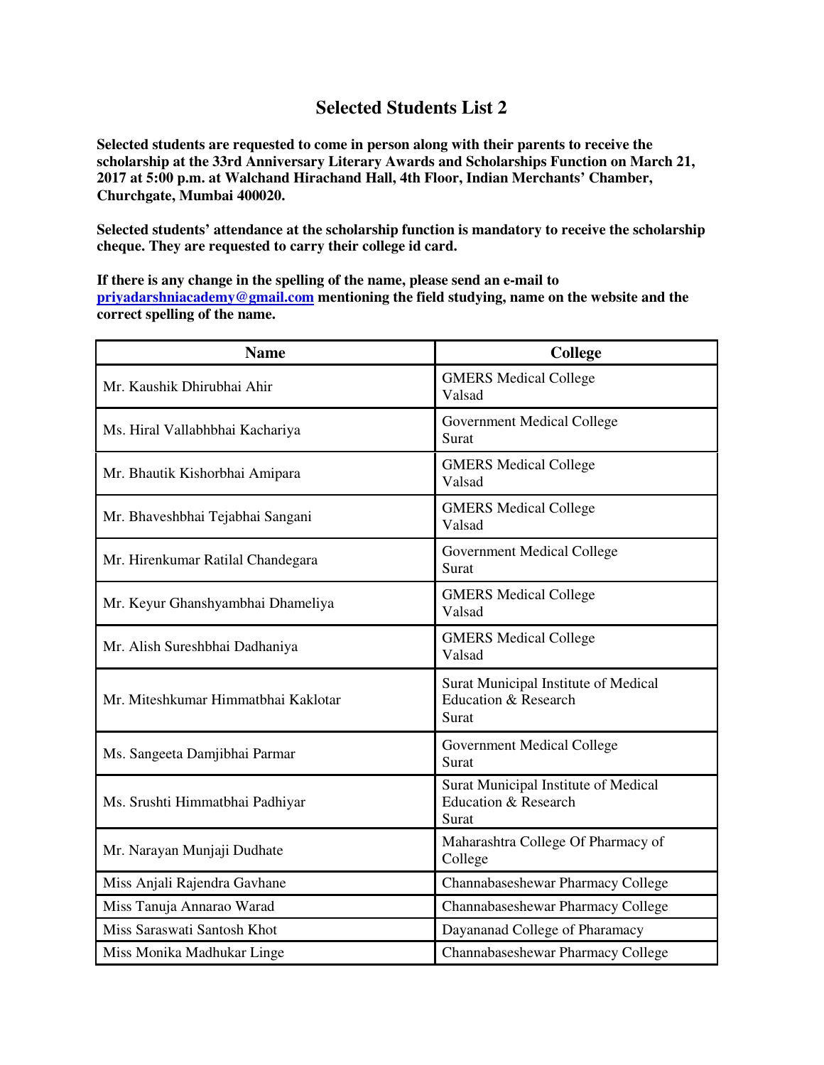# Selected Students List 2

**Selected students are requested to come in person along with their parents to receive the scholarship at the 33rd Anniversary Literary Awards and Scholarships Function on March 21, 2017 at 5:00 p.m. at Walchand Hirachand Hall, 4th Floor, Indian Merchants' Chamber, Churchgate, Mumbai 400020.**

**Selected students' attendance at the scholarship function is mandatory to receive the scholarship cheque. They are requested to carry their college id card.**

**If there is any change in the spelling of the name, please send an e-mail to [priyadarshniacademy@gmail.com](mailto:priyadarshniacademy@gmail.com) mentioning the field studying, name on the website and the correct spelling of the name.**

| Name | College |
|---|---|
| Mr. Kaushik Dhirubhai Ahir | GMERS Medical College Valsad |
| Ms. Hiral Vallabhbhai Kachariya | Government Medical College Surat |
| Mr. Bhautik Kishorbhai Amipara | GMERS Medical College Valsad |
| Mr. Bhaveshbhai Tejabhai Sangani | GMERS Medical College Valsad |
| Mr. Hirenkumar Ratilal Chandegara | Government Medical College Surat |
| Mr. Keyur Ghanshyambhai Dhameliya | GMERS Medical College Valsad |
| Mr. Alish Sureshbhai Dadhaniya | GMERS Medical College Valsad |
| Mr. Miteshkumar Himmatbhai Kaklotar | Surat Municipal Institute of Medical Education & Research Surat |
| Ms. Sangeeta Damjibhai Parmar | Government Medical College Surat |
| Ms. Srushti Himmatbhai Padhiyar | Surat Municipal Institute of Medical Education & Research Surat |
| Mr. Narayan Munjaji Dudhate | Maharashtra College Of Pharmacy of College |
| Miss Anjali Rajendra Gavhane | Channabaseshewar Pharmacy College |
| Miss Tanuja Annarao Warad | Channabaseshewar Pharmacy College |
| Miss Saraswati Santosh Khot | Dayananad College of Pharamacy |
| Miss Monika Madhukar Linge | Channabaseshewar Pharmacy College |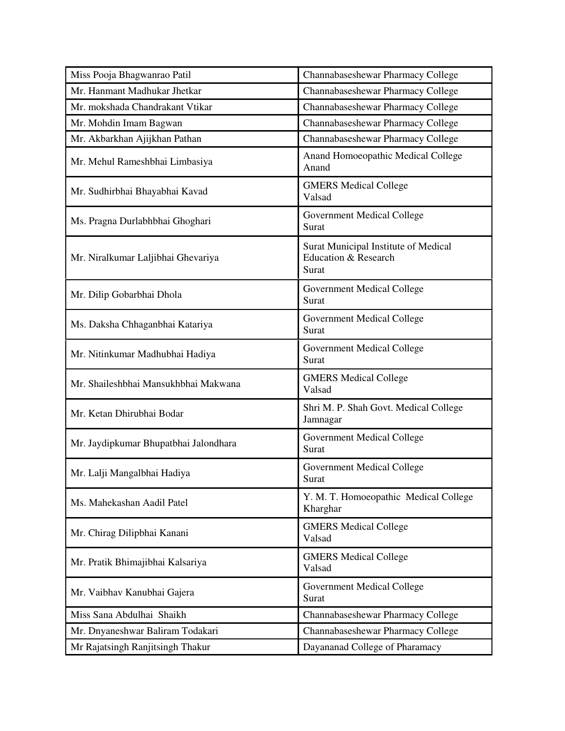| Miss Pooja Bhagwanrao Patil | Channabaseshewar Pharmacy College |
|---|---|
| Mr. Hanmant Madhukar Jhetkar | Channabaseshewar Pharmacy College |
| Mr. mokshada Chandrakant Vtikar | Channabaseshewar Pharmacy College |
| Mr. Mohdin Imam Bagwan | Channabaseshewar Pharmacy College |
| Mr. Akbarkhan Ajijkhan Pathan | Channabaseshewar Pharmacy College |
| Mr. Mehul Rameshbhai Limbasiya | Anand Homoeopathic Medical College Anand |
| Mr. Sudhirbhai Bhayabhai Kavad | GMERS Medical College Valsad |
| Ms. Pragna Durlabhbhai Ghoghari | Government Medical College Surat |
| Mr. Niralkumar Laljibhai Ghevariya | Surat Municipal Institute of Medical Education & Research Surat |
| Mr. Dilip Gobarbhai Dhola | Government Medical College Surat |
| Ms. Daksha Chhaganbhai Katariya | Government Medical College Surat |
| Mr. Nitinkumar Madhubhai Hadiya | Government Medical College Surat |
| Mr. Shaileshbhai Mansukhbhai Makwana | GMERS Medical College Valsad |
| Mr. Ketan Dhirubhai Bodar | Shri M. P. Shah Govt. Medical College Jamnagar |
| Mr. Jaydipkumar Bhupatbhai Jalondhara | Government Medical College Surat |
| Mr. Lalji Mangalbhai Hadiya | Government Medical College Surat |
| Ms. Mahekashan Aadil Patel | Y. M. T. Homoeopathic Medical College Kharghar |
| Mr. Chirag Dilipbhai Kanani | GMERS Medical College Valsad |
| Mr. Pratik Bhimajibhai Kalsariya | GMERS Medical College Valsad |
| Mr. Vaibhav Kanubhai Gajera | Government Medical College Surat |
| Miss Sana Abdulhai Shaikh | Channabaseshewar Pharmacy College |
| Mr. Dnyaneshwar Baliram Todakari | Channabaseshewar Pharmacy College |
| Mr Rajatsingh Ranjitsingh Thakur | Dayananad College of Pharamacy |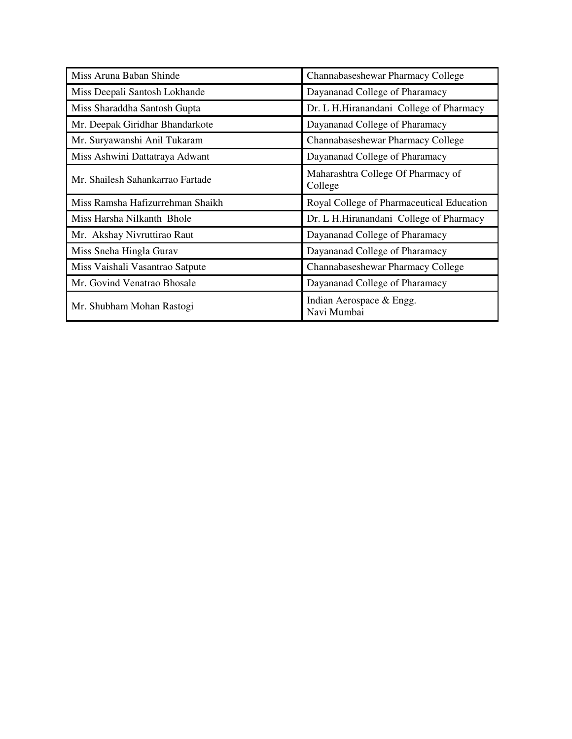| | |
|---|---|
| Miss Aruna Baban Shinde | Channabaseshewar Pharmacy College |
| Miss Deepali Santosh Lokhande | Dayananad College of Pharamacy |
| Miss Sharaddha Santosh Gupta | Dr. L H.Hiranandani College of Pharmacy |
| Mr. Deepak Giridhar Bhandarkote | Dayananad College of Pharamacy |
| Mr. Suryawanshi Anil Tukaram | Channabaseshewar Pharmacy College |
| Miss Ashwini Dattatraya Adwant | Dayananad College of Pharamacy |
| Mr. Shailesh Sahankarrao Fartade | Maharashtra College Of Pharmacy of College |
| Miss Ramsha Hafizurrehman Shaikh | Royal College of Pharmaceutical Education |
| Miss Harsha Nilkanth Bhole | Dr. L H.Hiranandani College of Pharmacy |
| Mr. Akshay Nivruttirao Raut | Dayananad College of Pharamacy |
| Miss Sneha Hingla Gurav | Dayananad College of Pharamacy |
| Miss Vaishali Vasantrao Satpute | Channabaseshewar Pharmacy College |
| Mr. Govind Venatrao Bhosale | Dayananad College of Pharamacy |
| Mr. Shubham Mohan Rastogi | Indian Aerospace & Engg. Navi Mumbai |